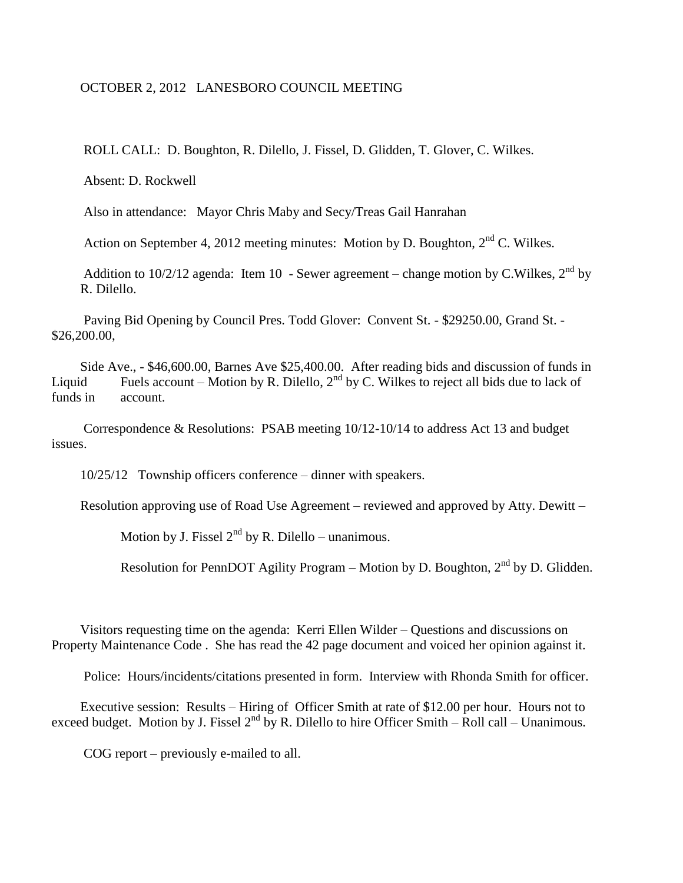OCTOBER 2, 2012 LANESBORO COUNCIL MEETING

ROLL CALL: D. Boughton, R. Dilello, J. Fissel, D. Glidden, T. Glover, C. Wilkes.

Absent: D. Rockwell

Also in attendance: Mayor Chris Maby and Secy/Treas Gail Hanrahan

Action on September 4, 2012 meeting minutes: Motion by D. Boughton, 2nd C. Wilkes.

Addition to 10/2/12 agenda: Item 10 - Sewer agreement – change motion by C.Wilkes, 2nd by R. Dilello.

Paving Bid Opening by Council Pres. Todd Glover: Convent St. - $29250.00, Grand St. - $26,200.00,

Side Ave., - $46,600.00, Barnes Ave $25,400.00. After reading bids and discussion of funds in Liquid Fuels account – Motion by R. Dilello, 2nd by C. Wilkes to reject all bids due to lack of funds in account.

Correspondence & Resolutions: PSAB meeting 10/12-10/14 to address Act 13 and budget issues.

10/25/12 Township officers conference – dinner with speakers.

Resolution approving use of Road Use Agreement – reviewed and approved by Atty. Dewitt –

Motion by J. Fissel 2nd by R. Dilello – unanimous.

Resolution for PennDOT Agility Program – Motion by D. Boughton, 2nd by D. Glidden.

Visitors requesting time on the agenda: Kerri Ellen Wilder – Questions and discussions on Property Maintenance Code . She has read the 42 page document and voiced her opinion against it.

Police: Hours/incidents/citations presented in form. Interview with Rhonda Smith for officer.

Executive session: Results – Hiring of Officer Smith at rate of $12.00 per hour. Hours not to exceed budget. Motion by J. Fissel 2nd by R. Dilello to hire Officer Smith – Roll call – Unanimous.

COG report – previously e-mailed to all.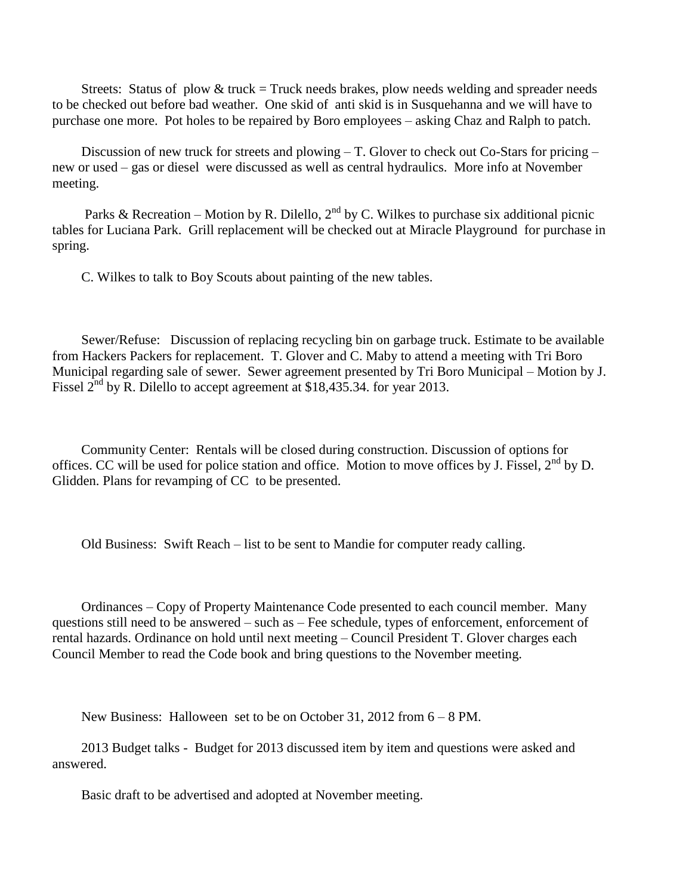Streets: Status of plow & truck = Truck needs brakes, plow needs welding and spreader needs to be checked out before bad weather. One skid of anti skid is in Susquehanna and we will have to purchase one more. Pot holes to be repaired by Boro employees – asking Chaz and Ralph to patch.

Discussion of new truck for streets and plowing – T. Glover to check out Co-Stars for pricing – new or used – gas or diesel were discussed as well as central hydraulics. More info at November meeting.

Parks & Recreation – Motion by R. Dilello, 2nd by C. Wilkes to purchase six additional picnic tables for Luciana Park. Grill replacement will be checked out at Miracle Playground for purchase in spring.

C. Wilkes to talk to Boy Scouts about painting of the new tables.

Sewer/Refuse: Discussion of replacing recycling bin on garbage truck. Estimate to be available from Hackers Packers for replacement. T. Glover and C. Maby to attend a meeting with Tri Boro Municipal regarding sale of sewer. Sewer agreement presented by Tri Boro Municipal – Motion by J. Fissel 2nd by R. Dilello to accept agreement at $18,435.34. for year 2013.

Community Center: Rentals will be closed during construction. Discussion of options for offices. CC will be used for police station and office. Motion to move offices by J. Fissel, 2nd by D. Glidden. Plans for revamping of CC to be presented.

Old Business: Swift Reach – list to be sent to Mandie for computer ready calling.

Ordinances – Copy of Property Maintenance Code presented to each council member. Many questions still need to be answered – such as – Fee schedule, types of enforcement, enforcement of rental hazards. Ordinance on hold until next meeting – Council President T. Glover charges each Council Member to read the Code book and bring questions to the November meeting.

New Business: Halloween set to be on October 31, 2012 from 6 – 8 PM.

2013 Budget talks - Budget for 2013 discussed item by item and questions were asked and answered.

Basic draft to be advertised and adopted at November meeting.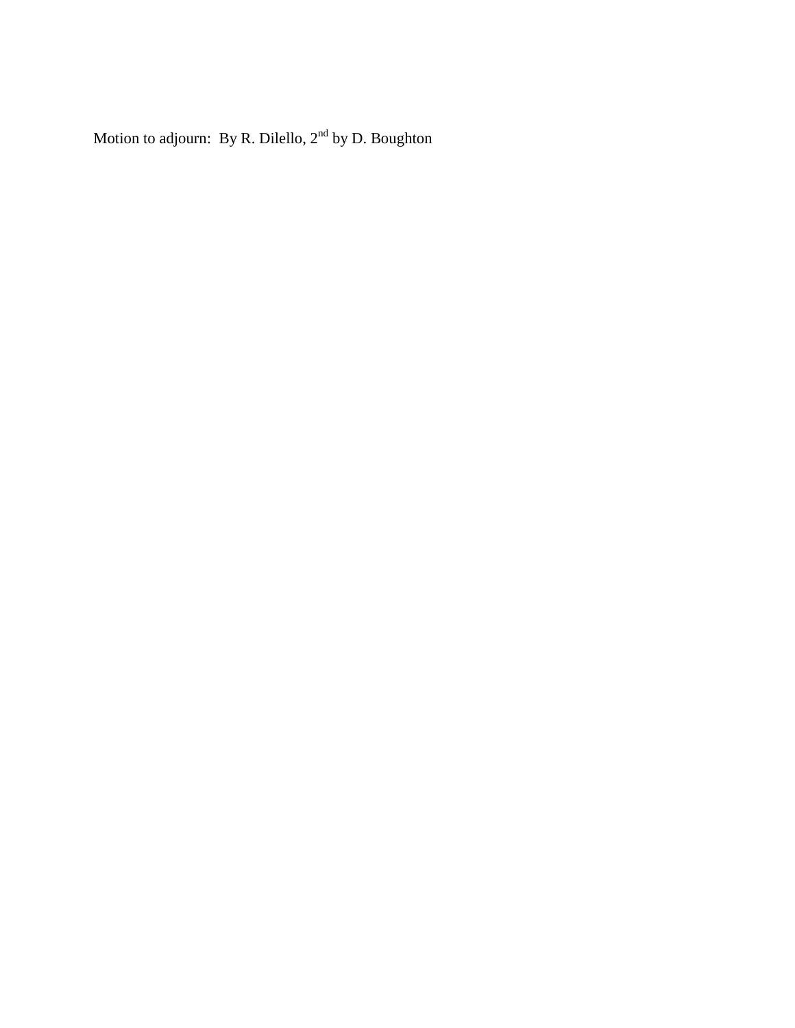Motion to adjourn:  By R. Dilello, 2nd by D. Boughton